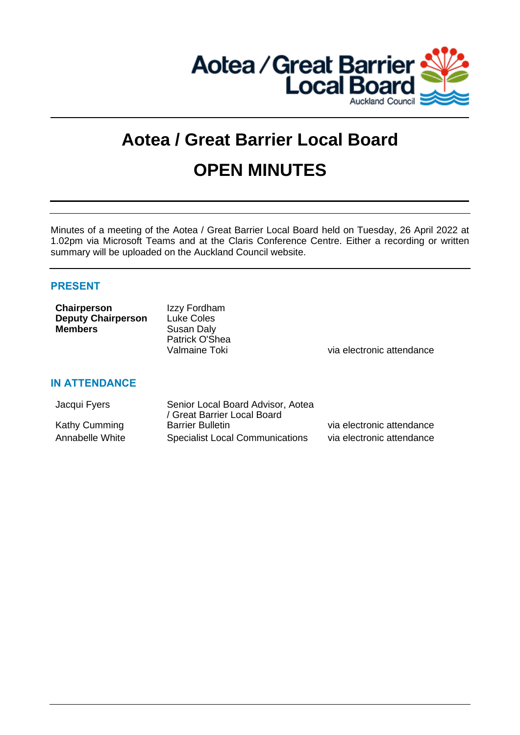Aotea / Great Barrier Local Board
Auckland Council

# Aotea / Great Barrier Local Board

# OPEN MINUTES

Minutes of a meeting of the Aotea / Great Barrier Local Board held on Tuesday, 26 April 2022 at 1.02pm via Microsoft Teams and at the Claris Conference Centre. Either a recording or written summary will be uploaded on the Auckland Council website.

## PRESENT

| | | |
|---|---|---|
| **Chairperson** | Izzy Fordham | |
| **Deputy Chairperson** | Luke Coles | |
| **Members** | Susan Daly | |
| | Patrick O'Shea | |
| | Valmaine Toki | via electronic attendance |

## IN ATTENDANCE

| | | |
|---|---|---|
| Jacqui Fyers | Senior Local Board Advisor, Aotea / Great Barrier Local Board | |
| Kathy Cumming | Barrier Bulletin | via electronic attendance |
| Annabelle White | Specialist Local Communications | via electronic attendance |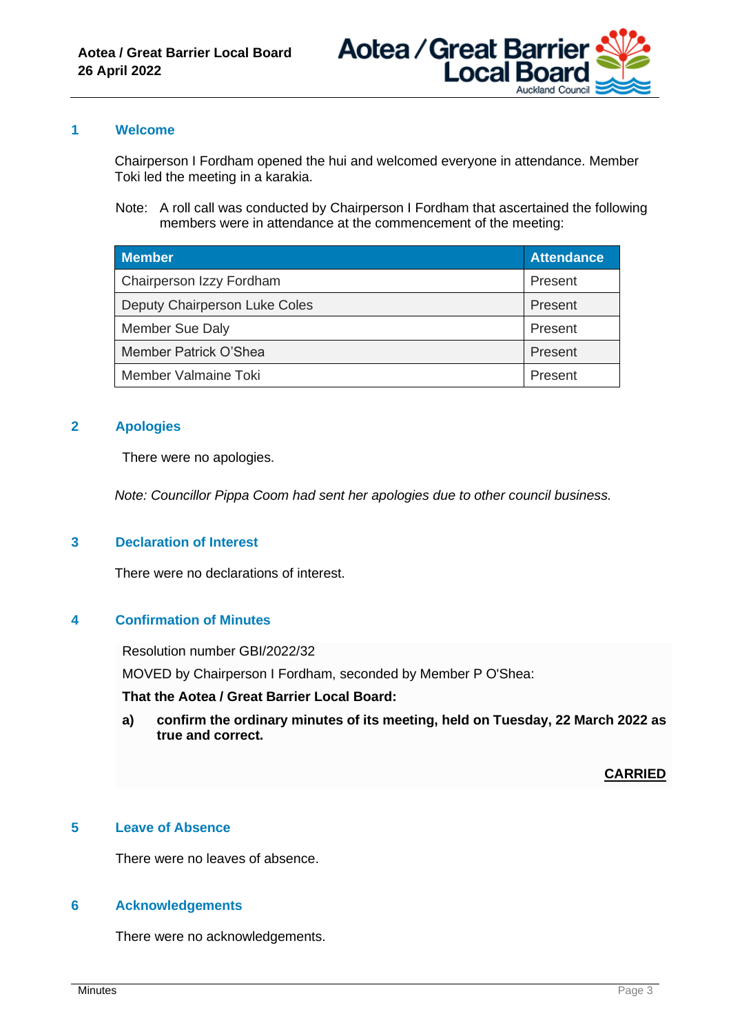## 1 Welcome

Chairperson I Fordham opened the hui and welcomed everyone in attendance. Member Toki led the meeting in a karakia.

Note: A roll call was conducted by Chairperson I Fordham that ascertained the following members were in attendance at the commencement of the meeting:

| Member | Attendance |
|---|---|
| Chairperson Izzy Fordham | Present |
| Deputy Chairperson Luke Coles | Present |
| Member Sue Daly | Present |
| Member Patrick O'Shea | Present |
| Member Valmaine Toki | Present |

## 2 Apologies

There were no apologies.

*Note: Councillor Pippa Coom had sent her apologies due to other council business.*

## 3 Declaration of Interest

There were no declarations of interest.

## 4 Confirmation of Minutes

Resolution number GBI/2022/32

MOVED by Chairperson I Fordham, seconded by Member P O'Shea:

**That the Aotea / Great Barrier Local Board:**

**a) confirm the ordinary minutes of its meeting, held on Tuesday, 22 March 2022 as true and correct.**

**CARRIED**

## 5 Leave of Absence

There were no leaves of absence.

## 6 Acknowledgements

There were no acknowledgements.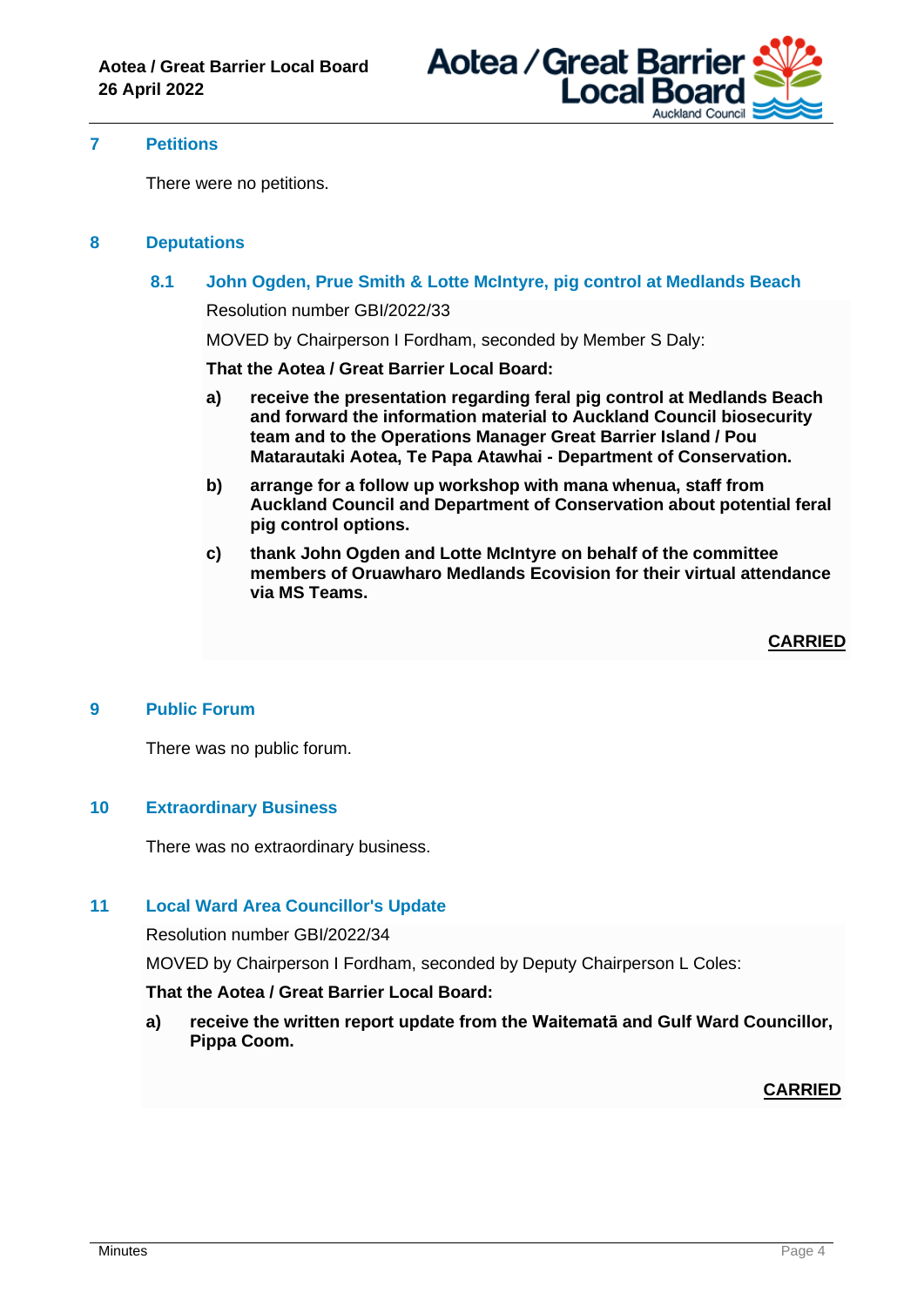## 7 Petitions

There were no petitions.

## 8 Deputations

### 8.1 John Ogden, Prue Smith & Lotte McIntyre, pig control at Medlands Beach

Resolution number GBI/2022/33

MOVED by Chairperson I Fordham, seconded by Member S Daly:

**That the Aotea / Great Barrier Local Board:**

**a) receive the presentation regarding feral pig control at Medlands Beach and forward the information material to Auckland Council biosecurity team and to the Operations Manager Great Barrier Island / Pou Matarautaki Aotea, Te Papa Atawhai - Department of Conservation.**

**b) arrange for a follow up workshop with mana whenua, staff from Auckland Council and Department of Conservation about potential feral pig control options.**

**c) thank John Ogden and Lotte McIntyre on behalf of the committee members of Oruawharo Medlands Ecovision for their virtual attendance via MS Teams.**

**CARRIED**

## 9 Public Forum

There was no public forum.

## 10 Extraordinary Business

There was no extraordinary business.

## 11 Local Ward Area Councillor's Update

Resolution number GBI/2022/34

MOVED by Chairperson I Fordham, seconded by Deputy Chairperson L Coles:

**That the Aotea / Great Barrier Local Board:**

**a) receive the written report update from the Waitematā and Gulf Ward Councillor, Pippa Coom.**

**CARRIED**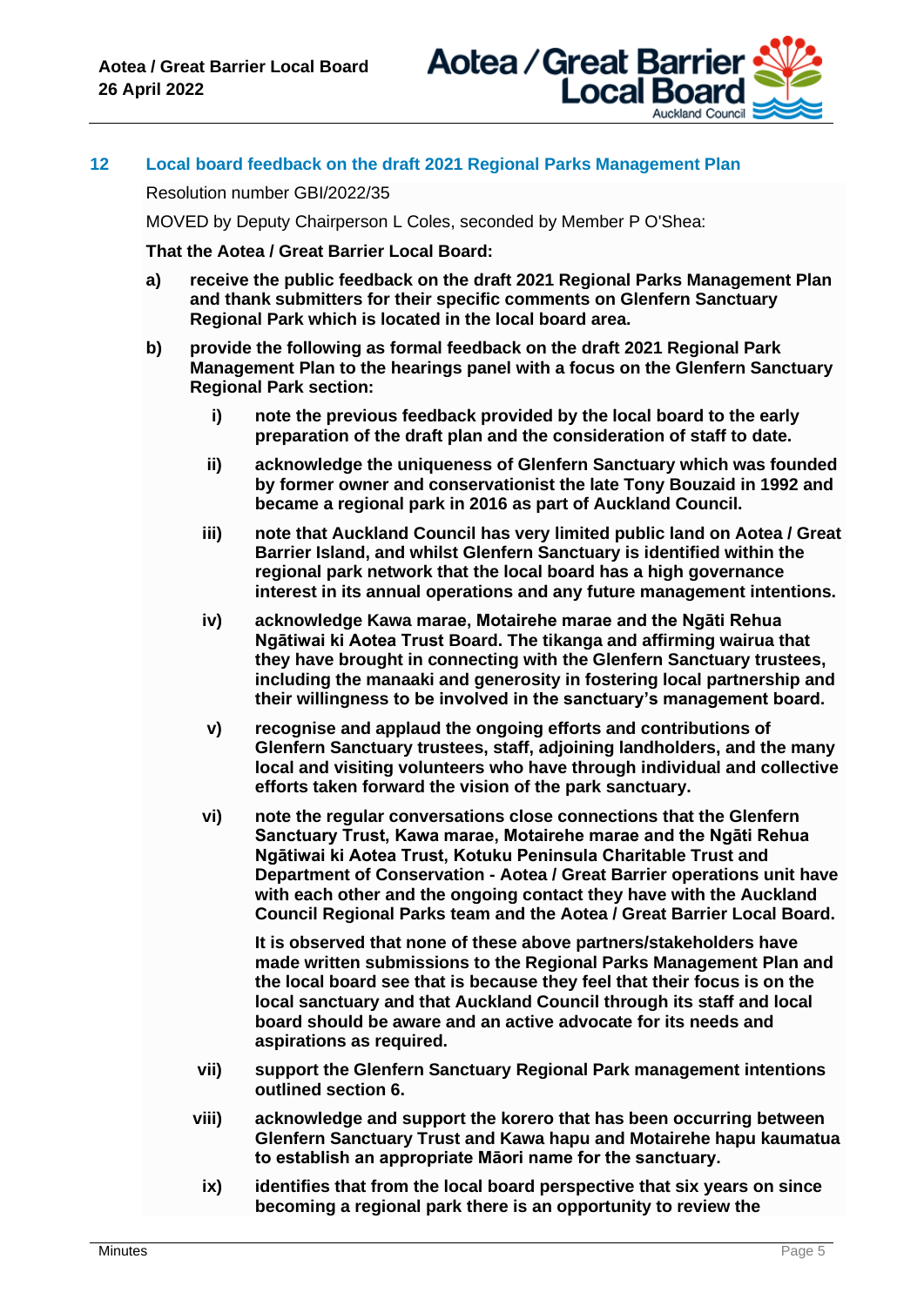## 12 Local board feedback on the draft 2021 Regional Parks Management Plan

Resolution number GBI/2022/35

MOVED by Deputy Chairperson L Coles, seconded by Member P O'Shea:

**That the Aotea / Great Barrier Local Board:**

**a) receive the public feedback on the draft 2021 Regional Parks Management Plan and thank submitters for their specific comments on Glenfern Sanctuary Regional Park which is located in the local board area.**

**b) provide the following as formal feedback on the draft 2021 Regional Park Management Plan to the hearings panel with a focus on the Glenfern Sanctuary Regional Park section:**

**i) note the previous feedback provided by the local board to the early preparation of the draft plan and the consideration of staff to date.**

**ii) acknowledge the uniqueness of Glenfern Sanctuary which was founded by former owner and conservationist the late Tony Bouzaid in 1992 and became a regional park in 2016 as part of Auckland Council.**

**iii) note that Auckland Council has very limited public land on Aotea / Great Barrier Island, and whilst Glenfern Sanctuary is identified within the regional park network that the local board has a high governance interest in its annual operations and any future management intentions.**

**iv) acknowledge Kawa marae, Motairehe marae and the Ngāti Rehua Ngātiwai ki Aotea Trust Board. The tikanga and affirming wairua that they have brought in connecting with the Glenfern Sanctuary trustees, including the manaaki and generosity in fostering local partnership and their willingness to be involved in the sanctuary's management board.**

**v) recognise and applaud the ongoing efforts and contributions of Glenfern Sanctuary trustees, staff, adjoining landholders, and the many local and visiting volunteers who have through individual and collective efforts taken forward the vision of the park sanctuary.**

**vi) note the regular conversations close connections that the Glenfern Sanctuary Trust, Kawa marae, Motairehe marae and the Ngāti Rehua Ngātiwai ki Aotea Trust, Kotuku Peninsula Charitable Trust and Department of Conservation - Aotea / Great Barrier operations unit have with each other and the ongoing contact they have with the Auckland Council Regional Parks team and the Aotea / Great Barrier Local Board.**

**It is observed that none of these above partners/stakeholders have made written submissions to the Regional Parks Management Plan and the local board see that is because they feel that their focus is on the local sanctuary and that Auckland Council through its staff and local board should be aware and an active advocate for its needs and aspirations as required.**

**vii) support the Glenfern Sanctuary Regional Park management intentions outlined section 6.**

**viii) acknowledge and support the korero that has been occurring between Glenfern Sanctuary Trust and Kawa hapu and Motairehe hapu kaumatua to establish an appropriate Māori name for the sanctuary.**

**ix) identifies that from the local board perspective that six years on since becoming a regional park there is an opportunity to review the**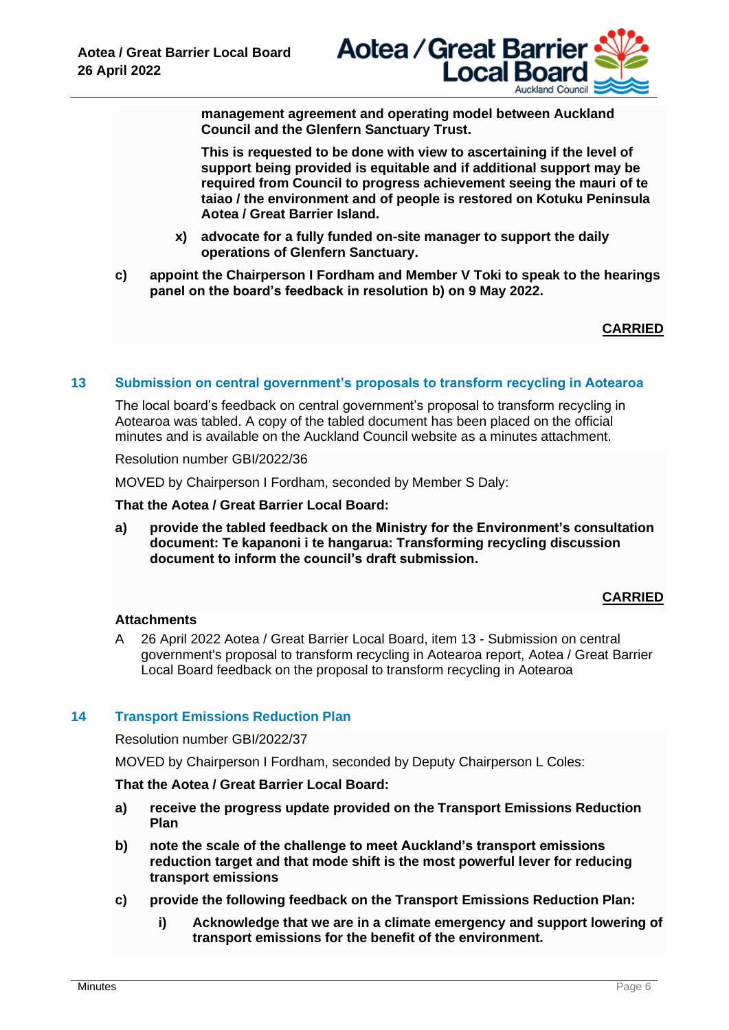**management agreement and operating model between Auckland Council and the Glenfern Sanctuary Trust.**

**This is requested to be done with view to ascertaining if the level of support being provided is equitable and if additional support may be required from Council to progress achievement seeing the mauri of te taiao / the environment and of people is restored on Kotuku Peninsula Aotea / Great Barrier Island.**

**x) advocate for a fully funded on-site manager to support the daily operations of Glenfern Sanctuary.**

**c) appoint the Chairperson I Fordham and Member V Toki to speak to the hearings panel on the board's feedback in resolution b) on 9 May 2022.**

**CARRIED**

## 13 Submission on central government's proposals to transform recycling in Aotearoa

The local board's feedback on central government's proposal to transform recycling in Aotearoa was tabled. A copy of the tabled document has been placed on the official minutes and is available on the Auckland Council website as a minutes attachment.

Resolution number GBI/2022/36

MOVED by Chairperson I Fordham, seconded by Member S Daly:

**That the Aotea / Great Barrier Local Board:**

**a) provide the tabled feedback on the Ministry for the Environment's consultation document: Te kapanoni i te hangarua: Transforming recycling discussion document to inform the council's draft submission.**

**CARRIED**

**Attachments**

A 26 April 2022 Aotea / Great Barrier Local Board, item 13 - Submission on central government's proposal to transform recycling in Aotearoa report, Aotea / Great Barrier Local Board feedback on the proposal to transform recycling in Aotearoa

## 14 Transport Emissions Reduction Plan

Resolution number GBI/2022/37

MOVED by Chairperson I Fordham, seconded by Deputy Chairperson L Coles:

**That the Aotea / Great Barrier Local Board:**

**a) receive the progress update provided on the Transport Emissions Reduction Plan**

**b) note the scale of the challenge to meet Auckland's transport emissions reduction target and that mode shift is the most powerful lever for reducing transport emissions**

**c) provide the following feedback on the Transport Emissions Reduction Plan:**

**i) Acknowledge that we are in a climate emergency and support lowering of transport emissions for the benefit of the environment.**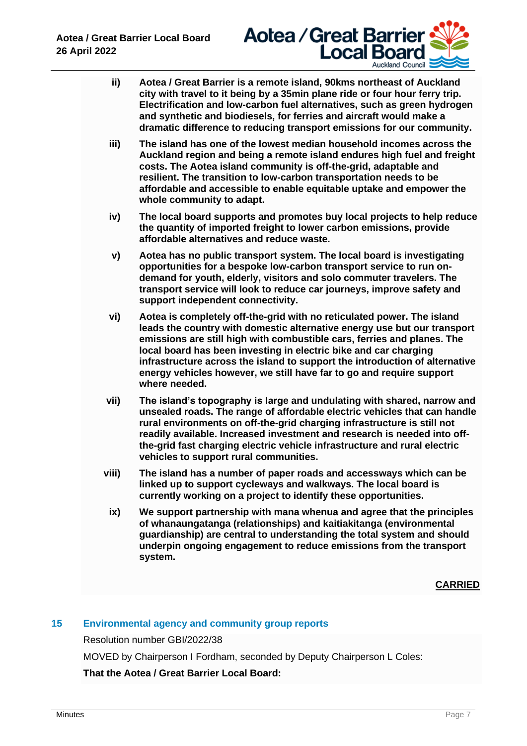**ii) Aotea / Great Barrier is a remote island, 90kms northeast of Auckland city with travel to it being by a 35min plane ride or four hour ferry trip. Electrification and low-carbon fuel alternatives, such as green hydrogen and synthetic and biodiesels, for ferries and aircraft would make a dramatic difference to reducing transport emissions for our community.**

**iii) The island has one of the lowest median household incomes across the Auckland region and being a remote island endures high fuel and freight costs. The Aotea island community is off-the-grid, adaptable and resilient. The transition to low-carbon transportation needs to be affordable and accessible to enable equitable uptake and empower the whole community to adapt.**

**iv) The local board supports and promotes buy local projects to help reduce the quantity of imported freight to lower carbon emissions, provide affordable alternatives and reduce waste.**

**v) Aotea has no public transport system. The local board is investigating opportunities for a bespoke low-carbon transport service to run on-demand for youth, elderly, visitors and solo commuter travelers. The transport service will look to reduce car journeys, improve safety and support independent connectivity.**

**vi) Aotea is completely off-the-grid with no reticulated power. The island leads the country with domestic alternative energy use but our transport emissions are still high with combustible cars, ferries and planes. The local board has been investing in electric bike and car charging infrastructure across the island to support the introduction of alternative energy vehicles however, we still have far to go and require support where needed.**

**vii) The island's topography is large and undulating with shared, narrow and unsealed roads. The range of affordable electric vehicles that can handle rural environments on off-the-grid charging infrastructure is still not readily available. Increased investment and research is needed into off-the-grid fast charging electric vehicle infrastructure and rural electric vehicles to support rural communities.**

**viii) The island has a number of paper roads and accessways which can be linked up to support cycleways and walkways. The local board is currently working on a project to identify these opportunities.**

**ix) We support partnership with mana whenua and agree that the principles of whanaungatanga (relationships) and kaitiakitanga (environmental guardianship) are central to understanding the total system and should underpin ongoing engagement to reduce emissions from the transport system.**

**CARRIED**

## 15 Environmental agency and community group reports

Resolution number GBI/2022/38

MOVED by Chairperson I Fordham, seconded by Deputy Chairperson L Coles:

**That the Aotea / Great Barrier Local Board:**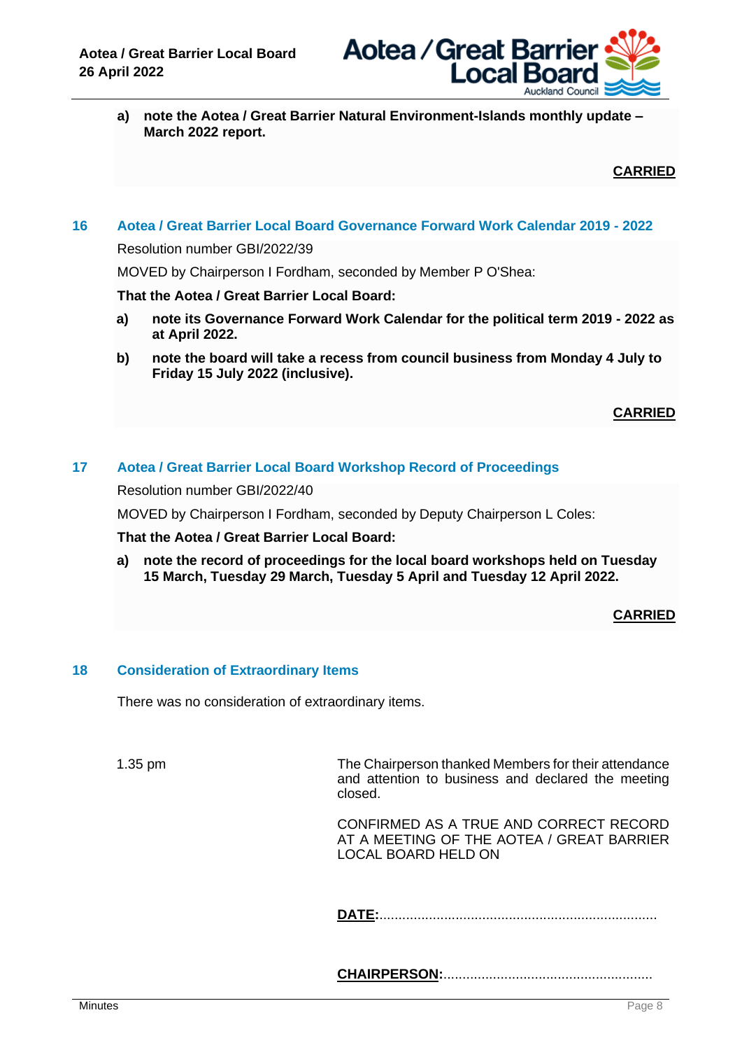**a) note the Aotea / Great Barrier Natural Environment-Islands monthly update – March 2022 report.**

**CARRIED**

## 16 Aotea / Great Barrier Local Board Governance Forward Work Calendar 2019 - 2022

Resolution number GBI/2022/39

MOVED by Chairperson I Fordham, seconded by Member P O'Shea:

**That the Aotea / Great Barrier Local Board:**

**a) note its Governance Forward Work Calendar for the political term 2019 - 2022 as at April 2022.**

**b) note the board will take a recess from council business from Monday 4 July to Friday 15 July 2022 (inclusive).**

**CARRIED**

## 17 Aotea / Great Barrier Local Board Workshop Record of Proceedings

Resolution number GBI/2022/40

MOVED by Chairperson I Fordham, seconded by Deputy Chairperson L Coles:

**That the Aotea / Great Barrier Local Board:**

**a) note the record of proceedings for the local board workshops held on Tuesday 15 March, Tuesday 29 March, Tuesday 5 April and Tuesday 12 April 2022.**

**CARRIED**

## 18 Consideration of Extraordinary Items

There was no consideration of extraordinary items.

1.35 pm

The Chairperson thanked Members for their attendance and attention to business and declared the meeting closed.

CONFIRMED AS A TRUE AND CORRECT RECORD AT A MEETING OF THE AOTEA / GREAT BARRIER LOCAL BOARD HELD ON

**DATE:**.........................................................................

**CHAIRPERSON:**.......................................................